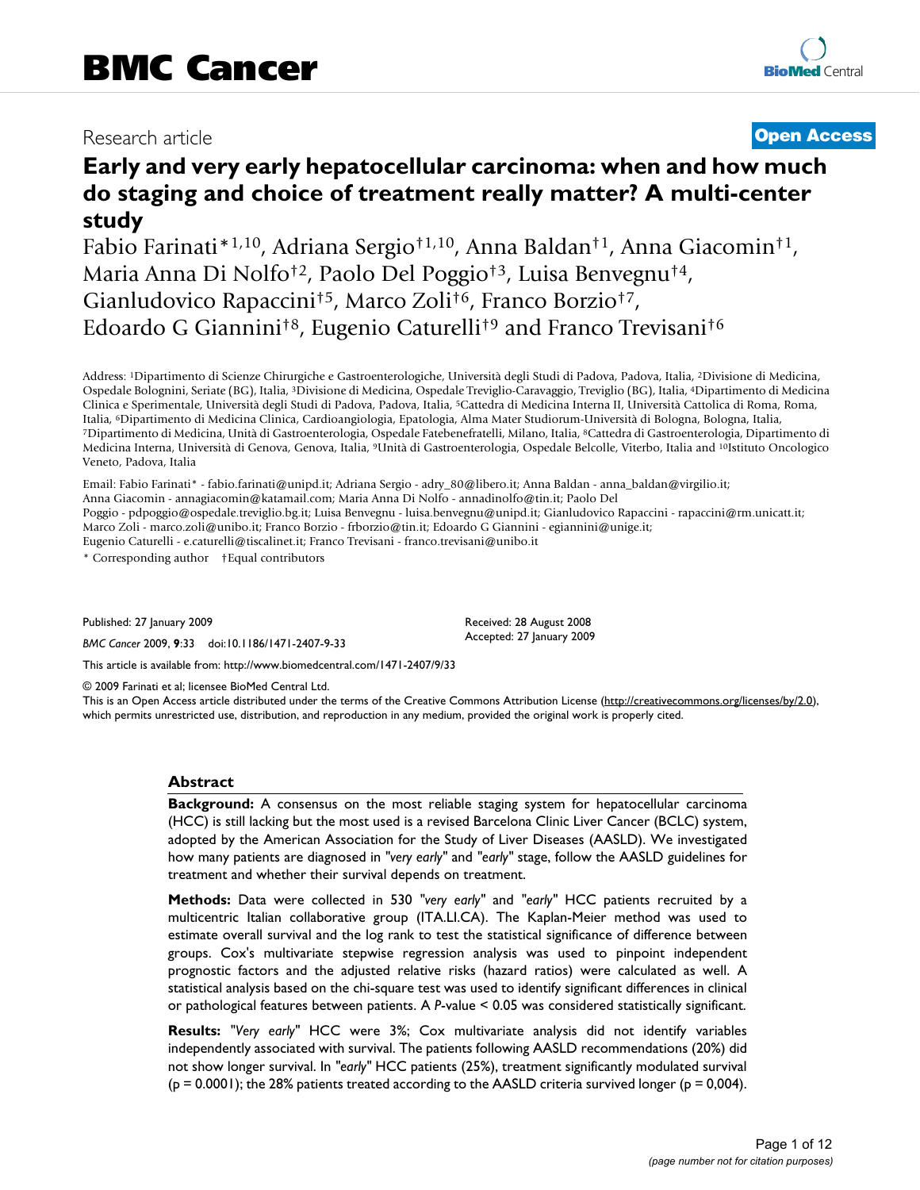BMC Cancer

Research article

Open Access

# Early and very early hepatocellular carcinoma: when and how much do staging and choice of treatment really matter? A multi-center study

Fabio Farinati*[1,10], Adriana Sergio†[1,10], Anna Baldan†[1], Anna Giacomin†[1], Maria Anna Di Nolfo†[2], Paolo Del Poggio†[3], Luisa Benvegnu†[4], Gianludovico Rapaccini†[5], Marco Zoli†[6], Franco Borzio†[7], Edoardo G Giannini†[8], Eugenio Caturelli†[9] and Franco Trevisani†[6]

Address: [1]Dipartimento di Scienze Chirurgiche e Gastroenterologiche, Università degli Studi di Padova, Padova, Italia, [2]Divisione di Medicina, Ospedale Bolognini, Seriate (BG), Italia, [3]Divisione di Medicina, Ospedale Treviglio-Caravaggio, Treviglio (BG), Italia, [4]Dipartimento di Medicina Clinica e Sperimentale, Università degli Studi di Padova, Padova, Italia, [5]Cattedra di Medicina Interna II, Università Cattolica di Roma, Roma, Italia, [6]Dipartimento di Medicina Clinica, Cardioangiologia, Epatologia, Alma Mater Studiorum-Università di Bologna, Bologna, Italia, [7]Dipartimento di Medicina, Unità di Gastroenterologia, Ospedale Fatebenefratelli, Milano, Italia, [8]Cattedra di Gastroenterologia, Dipartimento di Medicina Interna, Università di Genova, Genova, Italia, [9]Unità di Gastroenterologia, Ospedale Belcolle, Viterbo, Italia and [10]Istituto Oncologico Veneto, Padova, Italia

Email: Fabio Farinati* - fabio.farinati@unipd.it; Adriana Sergio - adry_80@libero.it; Anna Baldan - anna_baldan@virgilio.it; Anna Giacomin - annagiacomin@katamail.com; Maria Anna Di Nolfo - annadinolfo@tin.it; Paolo Del Poggio - pdpoggio@ospedale.treviglio.bg.it; Luisa Benvegnu - luisa.benvegnu@unipd.it; Gianludovico Rapaccini - rapaccini@rm.unicatt.it; Marco Zoli - marco.zoli@unibo.it; Franco Borzio - frborzio@tin.it; Edoardo G Giannini - egiannini@unige.it; Eugenio Caturelli - e.caturelli@tiscalinet.it; Franco Trevisani - franco.trevisani@unibo.it

\* Corresponding author †Equal contributors

Published: 27 January 2009

*BMC Cancer* 2009, **9**:33 doi:10.1186/1471-2407-9-33

Received: 28 August 2008

Accepted: 27 January 2009

This article is available from: http://www.biomedcentral.com/1471-2407/9/33

© 2009 Farinati et al; licensee BioMed Central Ltd.

This is an Open Access article distributed under the terms of the Creative Commons Attribution License (http://creativecommons.org/licenses/by/2.0), which permits unrestricted use, distribution, and reproduction in any medium, provided the original work is properly cited.

## Abstract

**Background:** A consensus on the most reliable staging system for hepatocellular carcinoma (HCC) is still lacking but the most used is a revised Barcelona Clinic Liver Cancer (BCLC) system, adopted by the American Association for the Study of Liver Diseases (AASLD). We investigated how many patients are diagnosed in "*very early*" and "*early*" stage, follow the AASLD guidelines for treatment and whether their survival depends on treatment.

**Methods:** Data were collected in 530 "*very early*" and "*early*" HCC patients recruited by a multicentric Italian collaborative group (ITA.LI.CA). The Kaplan-Meier method was used to estimate overall survival and the log rank to test the statistical significance of difference between groups. Cox's multivariate stepwise regression analysis was used to pinpoint independent prognostic factors and the adjusted relative risks (hazard ratios) were calculated as well. A statistical analysis based on the chi-square test was used to identify significant differences in clinical or pathological features between patients. A *P*-value < 0.05 was considered statistically significant.

**Results:** "*Very early*" HCC were 3%; Cox multivariate analysis did not identify variables independently associated with survival. The patients following AASLD recommendations (20%) did not show longer survival. In "*early*" HCC patients (25%), treatment significantly modulated survival (p = 0.0001); the 28% patients treated according to the AASLD criteria survived longer (p = 0,004).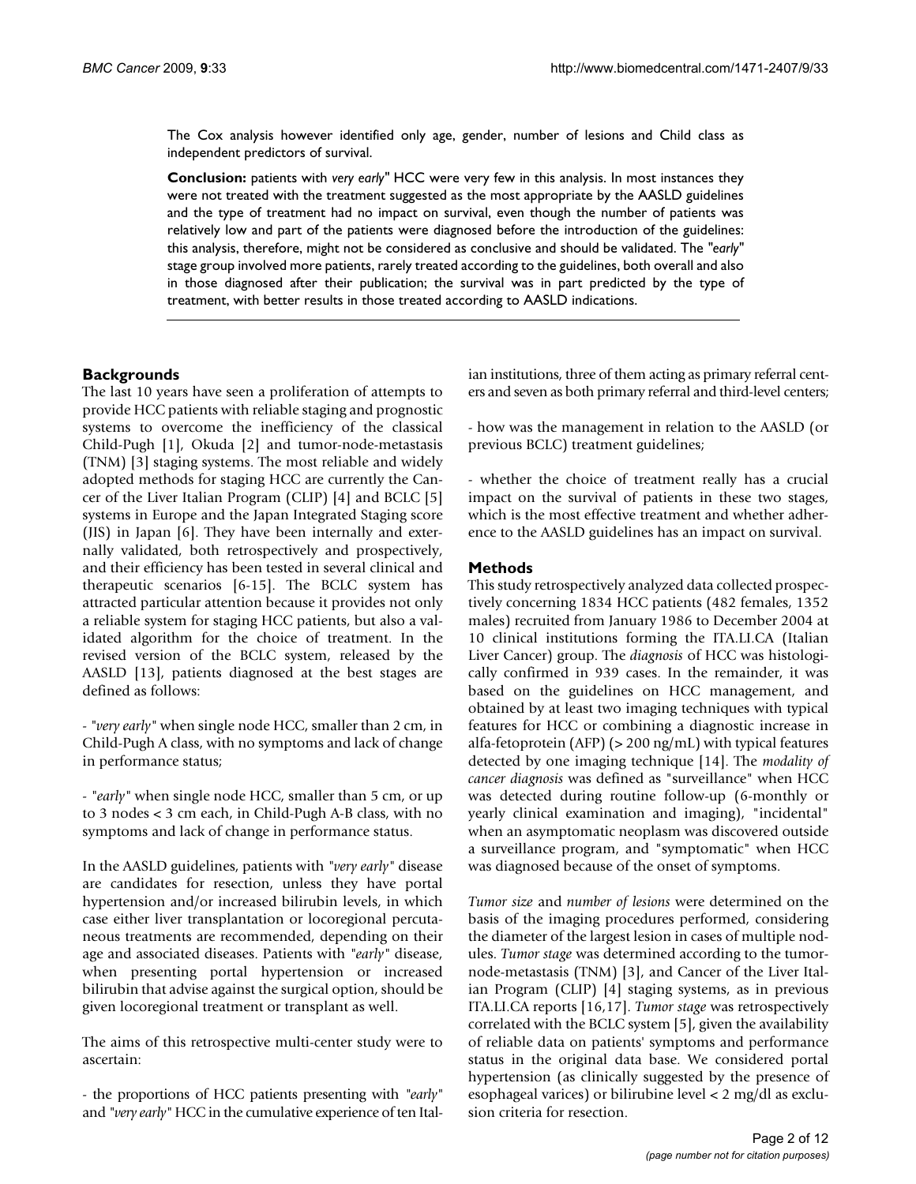The Cox analysis however identified only age, gender, number of lesions and Child class as independent predictors of survival.

**Conclusion:** patients with *very early*" HCC were very few in this analysis. In most instances they were not treated with the treatment suggested as the most appropriate by the AASLD guidelines and the type of treatment had no impact on survival, even though the number of patients was relatively low and part of the patients were diagnosed before the introduction of the guidelines: this analysis, therefore, might not be considered as conclusive and should be validated. The "*early*" stage group involved more patients, rarely treated according to the guidelines, both overall and also in those diagnosed after their publication; the survival was in part predicted by the type of treatment, with better results in those treated according to AASLD indications.

## Backgrounds

The last 10 years have seen a proliferation of attempts to provide HCC patients with reliable staging and prognostic systems to overcome the inefficiency of the classical Child-Pugh [1], Okuda [2] and tumor-node-metastasis (TNM) [3] staging systems. The most reliable and widely adopted methods for staging HCC are currently the Cancer of the Liver Italian Program (CLIP) [4] and BCLC [5] systems in Europe and the Japan Integrated Staging score (JIS) in Japan [6]. They have been internally and externally validated, both retrospectively and prospectively, and their efficiency has been tested in several clinical and therapeutic scenarios [6-15]. The BCLC system has attracted particular attention because it provides not only a reliable system for staging HCC patients, but also a validated algorithm for the choice of treatment. In the revised version of the BCLC system, released by the AASLD [13], patients diagnosed at the best stages are defined as follows:

- "*very early*" when single node HCC, smaller than 2 cm, in Child-Pugh A class, with no symptoms and lack of change in performance status;

- "*early*" when single node HCC, smaller than 5 cm, or up to 3 nodes < 3 cm each, in Child-Pugh A-B class, with no symptoms and lack of change in performance status.

In the AASLD guidelines, patients with "*very early*" disease are candidates for resection, unless they have portal hypertension and/or increased bilirubin levels, in which case either liver transplantation or locoregional percutaneous treatments are recommended, depending on their age and associated diseases. Patients with "*early*" disease, when presenting portal hypertension or increased bilirubin that advise against the surgical option, should be given locoregional treatment or transplant as well.

The aims of this retrospective multi-center study were to ascertain:

- the proportions of HCC patients presenting with "*early*" and "*very early*" HCC in the cumulative experience of ten Italian institutions, three of them acting as primary referral centers and seven as both primary referral and third-level centers;

- how was the management in relation to the AASLD (or previous BCLC) treatment guidelines;

- whether the choice of treatment really has a crucial impact on the survival of patients in these two stages, which is the most effective treatment and whether adherence to the AASLD guidelines has an impact on survival.

## Methods

This study retrospectively analyzed data collected prospectively concerning 1834 HCC patients (482 females, 1352 males) recruited from January 1986 to December 2004 at 10 clinical institutions forming the ITA.LI.CA (Italian Liver Cancer) group. The *diagnosis* of HCC was histologically confirmed in 939 cases. In the remainder, it was based on the guidelines on HCC management, and obtained by at least two imaging techniques with typical features for HCC or combining a diagnostic increase in alfa-fetoprotein (AFP) (> 200 ng/mL) with typical features detected by one imaging technique [14]. The *modality of cancer diagnosis* was defined as "surveillance" when HCC was detected during routine follow-up (6-monthly or yearly clinical examination and imaging), "incidental" when an asymptomatic neoplasm was discovered outside a surveillance program, and "symptomatic" when HCC was diagnosed because of the onset of symptoms.

*Tumor size* and *number of lesions* were determined on the basis of the imaging procedures performed, considering the diameter of the largest lesion in cases of multiple nodules. *Tumor stage* was determined according to the tumor-node-metastasis (TNM) [3], and Cancer of the Liver Italian Program (CLIP) [4] staging systems, as in previous ITA.LI.CA reports [16,17]. *Tumor stage* was retrospectively correlated with the BCLC system [5], given the availability of reliable data on patients' symptoms and performance status in the original data base. We considered portal hypertension (as clinically suggested by the presence of esophageal varices) or bilirubine level < 2 mg/dl as exclusion criteria for resection.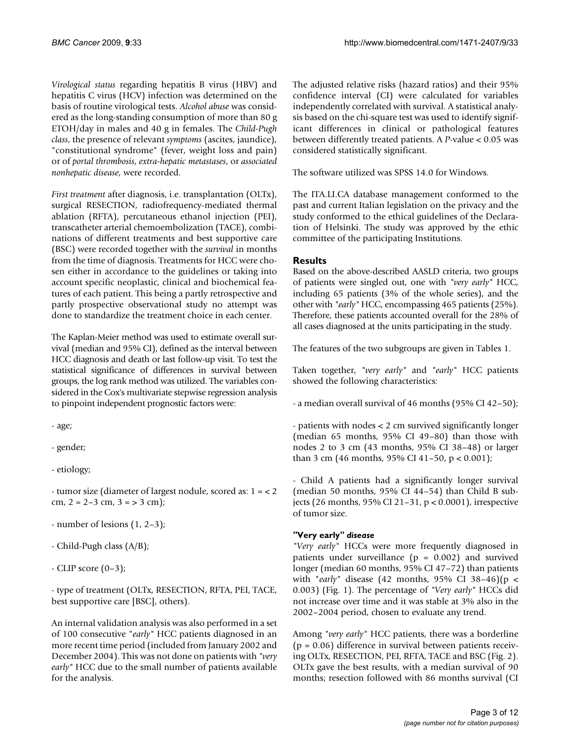*Virological status* regarding hepatitis B virus (HBV) and hepatitis C virus (HCV) infection was determined on the basis of routine virological tests. *Alcohol abuse* was considered as the long-standing consumption of more than 80 g ETOH/day in males and 40 g in females. The *Child-Pugh class*, the presence of relevant *symptoms* (ascites, jaundice), "constitutional syndrome" (fever, weight loss and pain) or of *portal thrombosis*, *extra-hepatic metastases*, or *associated nonhepatic disease*, were recorded.

*First treatment* after diagnosis, i.e. transplantation (OLTx), surgical RESECTION, radiofrequency-mediated thermal ablation (RFTA), percutaneous ethanol injection (PEI), transcatheter arterial chemoembolization (TACE), combinations of different treatments and best supportive care (BSC) were recorded together with the *survival* in months from the time of diagnosis. Treatments for HCC were chosen either in accordance to the guidelines or taking into account specific neoplastic, clinical and biochemical features of each patient. This being a partly retrospective and partly prospective observational study no attempt was done to standardize the treatment choice in each center.

The Kaplan-Meier method was used to estimate overall survival (median and 95% CI), defined as the interval between HCC diagnosis and death or last follow-up visit. To test the statistical significance of differences in survival between groups, the log rank method was utilized. The variables considered in the Cox's multivariate stepwise regression analysis to pinpoint independent prognostic factors were:

- age;

- gender;

- etiology;

- tumor size (diameter of largest nodule, scored as: 1 = < 2 cm, 2 = 2–3 cm, 3 = > 3 cm);

- number of lesions (1, 2–3);

- Child-Pugh class (A/B);

- CLIP score (0–3);

- type of treatment (OLTx, RESECTION, RFTA, PEI, TACE, best supportive care [BSC], others).

An internal validation analysis was also performed in a set of 100 consecutive "*early*" HCC patients diagnosed in an more recent time period (included from January 2002 and December 2004). This was not done on patients with "*very early*" HCC due to the small number of patients available for the analysis.

The adjusted relative risks (hazard ratios) and their 95% confidence interval (CI) were calculated for variables independently correlated with survival. A statistical analysis based on the chi-square test was used to identify significant differences in clinical or pathological features between differently treated patients. A *P*-value < 0.05 was considered statistically significant.

The software utilized was SPSS 14.0 for Windows.

The ITA.LI.CA database management conformed to the past and current Italian legislation on the privacy and the study conformed to the ethical guidelines of the Declaration of Helsinki. The study was approved by the ethic committee of the participating Institutions.

## Results

Based on the above-described AASLD criteria, two groups of patients were singled out, one with "*very early*" HCC, including 65 patients (3% of the whole series), and the other with "*early*" HCC, encompassing 465 patients (25%). Therefore, these patients accounted overall for the 28% of all cases diagnosed at the units participating in the study.

The features of the two subgroups are given in Tables 1.

Taken together, "*very early*" and "*early*" HCC patients showed the following characteristics:

- a median overall survival of 46 months (95% CI 42–50);

- patients with nodes < 2 cm survived significantly longer (median 65 months, 95% CI 49–80) than those with nodes 2 to 3 cm (43 months, 95% CI 38–48) or larger than 3 cm (46 months, 95% CI 41–50, p < 0.001);

- Child A patients had a significantly longer survival (median 50 months, 95% CI 44–54) than Child B subjects (26 months, 95% CI 21–31, p < 0.0001), irrespective of tumor size.

### "Very early" *disease*

"*Very early*" HCCs were more frequently diagnosed in patients under surveillance (p = 0.002) and survived longer (median 60 months, 95% CI 47–72) than patients with "*early*" disease (42 months, 95% CI 38–46)(p < 0.003) (Fig. 1). The percentage of "*Very early*" HCCs did not increase over time and it was stable at 3% also in the 2002–2004 period, chosen to evaluate any trend.

Among "*very early*" HCC patients, there was a borderline (p = 0.06) difference in survival between patients receiving OLTx, RESECTION, PEI, RFTA, TACE and BSC (Fig. 2). OLTx gave the best results, with a median survival of 90 months; resection followed with 86 months survival (CI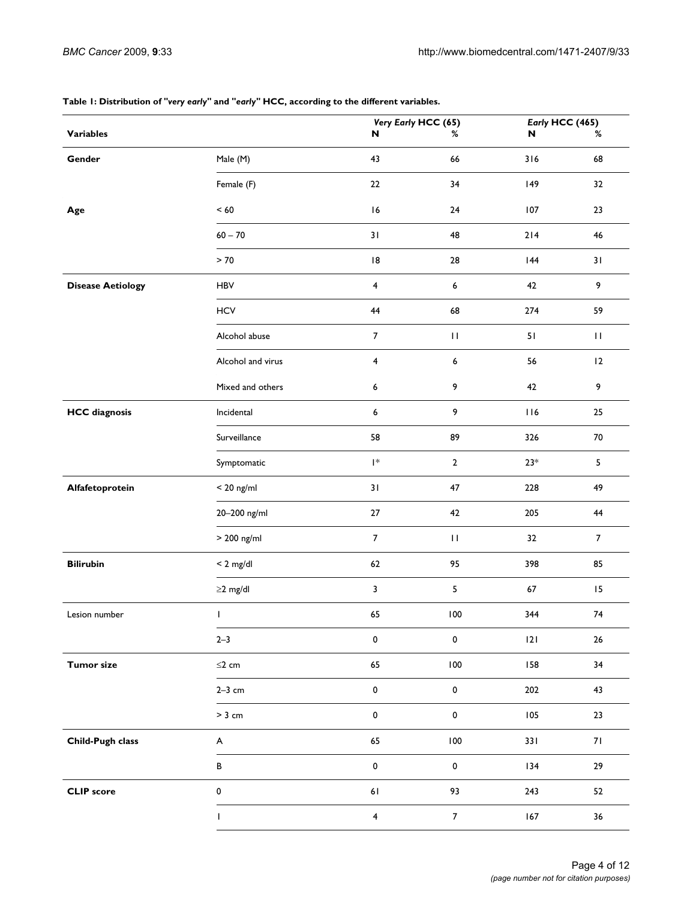**Table 1: Distribution of "*very early*" and "*early*" HCC, according to the different variables.**

| Variables | | *Very Early* HCC (65) | | *Early* HCC (465) | |
|---|---|---|---|---|---|
| | | N | % | N | % |
| **Gender** | Male (M) | 43 | 66 | 316 | 68 |
| | Female (F) | 22 | 34 | 149 | 32 |
| **Age** | < 60 | 16 | 24 | 107 | 23 |
| | 60 – 70 | 31 | 48 | 214 | 46 |
| | > 70 | 18 | 28 | 144 | 31 |
| **Disease Aetiology** | HBV | 4 | 6 | 42 | 9 |
| | HCV | 44 | 68 | 274 | 59 |
| | Alcohol abuse | 7 | 11 | 51 | 11 |
| | Alcohol and virus | 4 | 6 | 56 | 12 |
| | Mixed and others | 6 | 9 | 42 | 9 |
| **HCC diagnosis** | Incidental | 6 | 9 | 116 | 25 |
| | Surveillance | 58 | 89 | 326 | 70 |
| | Symptomatic | 1* | 2 | 23* | 5 |
| **Alfafetoprotein** | < 20 ng/ml | 31 | 47 | 228 | 49 |
| | 20–200 ng/ml | 27 | 42 | 205 | 44 |
| | > 200 ng/ml | 7 | 11 | 32 | 7 |
| **Bilirubin** | < 2 mg/dl | 62 | 95 | 398 | 85 |
| | ≥2 mg/dl | 3 | 5 | 67 | 15 |
| Lesion number | 1 | 65 | 100 | 344 | 74 |
| | 2–3 | 0 | 0 | 121 | 26 |
| **Tumor size** | ≤2 cm | 65 | 100 | 158 | 34 |
| | 2–3 cm | 0 | 0 | 202 | 43 |
| | > 3 cm | 0 | 0 | 105 | 23 |
| **Child-Pugh class** | A | 65 | 100 | 331 | 71 |
| | B | 0 | 0 | 134 | 29 |
| **CLIP score** | 0 | 61 | 93 | 243 | 52 |
| | 1 | 4 | 7 | 167 | 36 |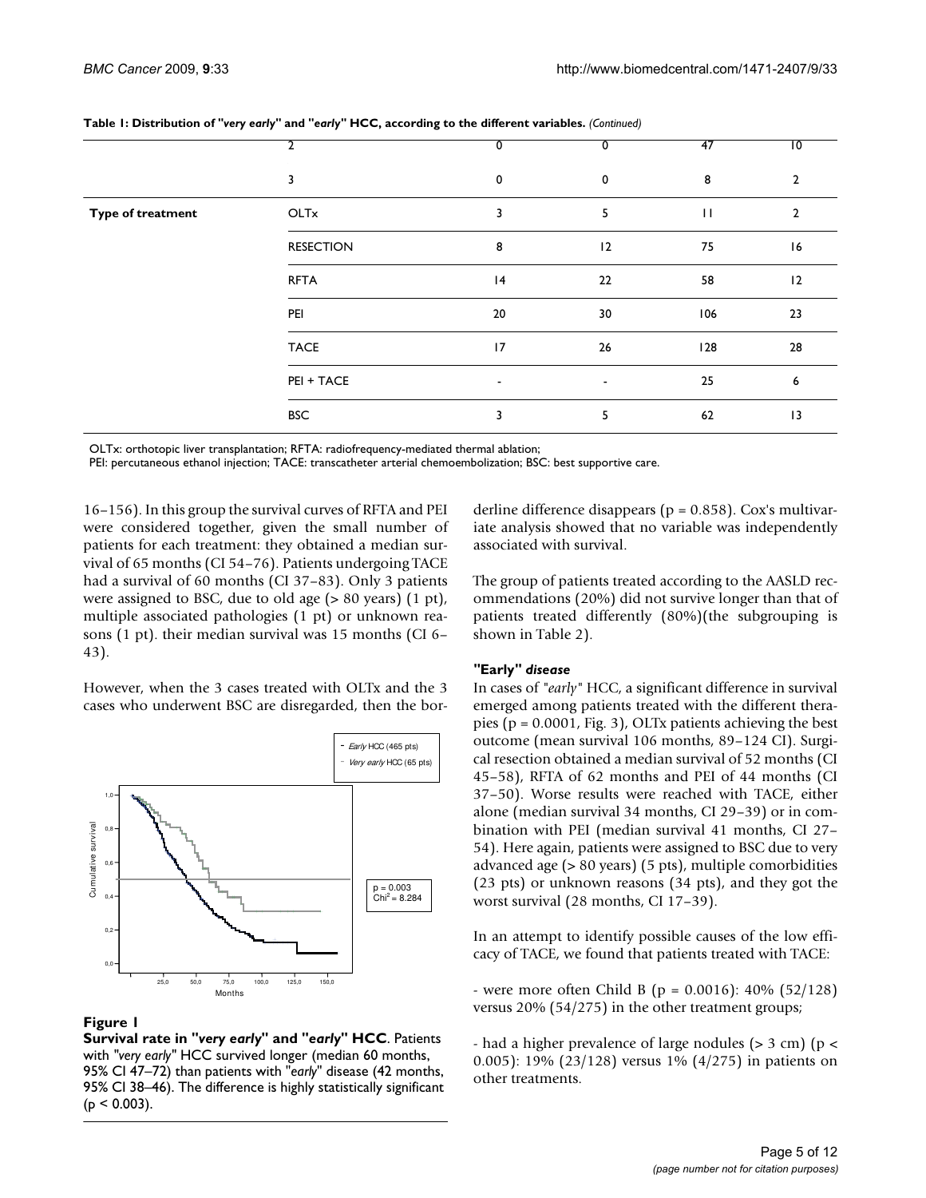**Table 1: Distribution of "*very early*" and "*early*" HCC, according to the different variables.** *(Continued)*

| | | | | | |
|---|---|---|---|---|---|
| | 2 | 0 | 0 | 47 | 10 |
| | 3 | 0 | 0 | 8 | 2 |
| **Type of treatment** | OLTx | 3 | 5 | 11 | 2 |
| | RESECTION | 8 | 12 | 75 | 16 |
| | RFTA | 14 | 22 | 58 | 12 |
| | PEI | 20 | 30 | 106 | 23 |
| | TACE | 17 | 26 | 128 | 28 |
| | PEI + TACE | - | - | 25 | 6 |
| | BSC | 3 | 5 | 62 | 13 |

OLTx: orthotopic liver transplantation; RFTA: radiofrequency-mediated thermal ablation;
PEI: percutaneous ethanol injection; TACE: transcatheter arterial chemoembolization; BSC: best supportive care.

16–156). In this group the survival curves of RFTA and PEI were considered together, given the small number of patients for each treatment: they obtained a median survival of 65 months (CI 54–76). Patients undergoing TACE had a survival of 60 months (CI 37–83). Only 3 patients were assigned to BSC, due to old age (> 80 years) (1 pt), multiple associated pathologies (1 pt) or unknown reasons (1 pt). their median survival was 15 months (CI 6–43).

However, when the 3 cases treated with OLTx and the 3 cases who underwent BSC are disregarded, then the borderline difference disappears ($p = 0.858$). Cox's multivariate analysis showed that no variable was independently associated with survival.

The group of patients treated according to the AASLD recommendations (20%) did not survive longer than that of patients treated differently (80%)(the subgrouping is shown in Table 2).

**Figure 1**
**Survival rate in "*very early*" and "*early*" HCC**. Patients with "*very early*" HCC survived longer (median 60 months, 95% CI 47–72) than patients with "*early*" disease (42 months, 95% CI 38–46). The difference is highly statistically significant ($p < 0.003$).

### "Early" *disease*

In cases of "*early*" HCC, a significant difference in survival emerged among patients treated with the different therapies ($p = 0.0001$, Fig. 3), OLTx patients achieving the best outcome (mean survival 106 months, 89–124 CI). Surgical resection obtained a median survival of 52 months (CI 45–58), RFTA of 62 months and PEI of 44 months (CI 37–50). Worse results were reached with TACE, either alone (median survival 34 months, CI 29–39) or in combination with PEI (median survival 41 months, CI 27–54). Here again, patients were assigned to BSC due to very advanced age (> 80 years) (5 pts), multiple comorbidities (23 pts) or unknown reasons (34 pts), and they got the worst survival (28 months, CI 17–39).

In an attempt to identify possible causes of the low efficacy of TACE, we found that patients treated with TACE:

- were more often Child B ($p = 0.0016$): 40% (52/128) versus 20% (54/275) in the other treatment groups;

- had a higher prevalence of large nodules (> 3 cm) ($p < 0.005$): 19% (23/128) versus 1% (4/275) in patients on other treatments.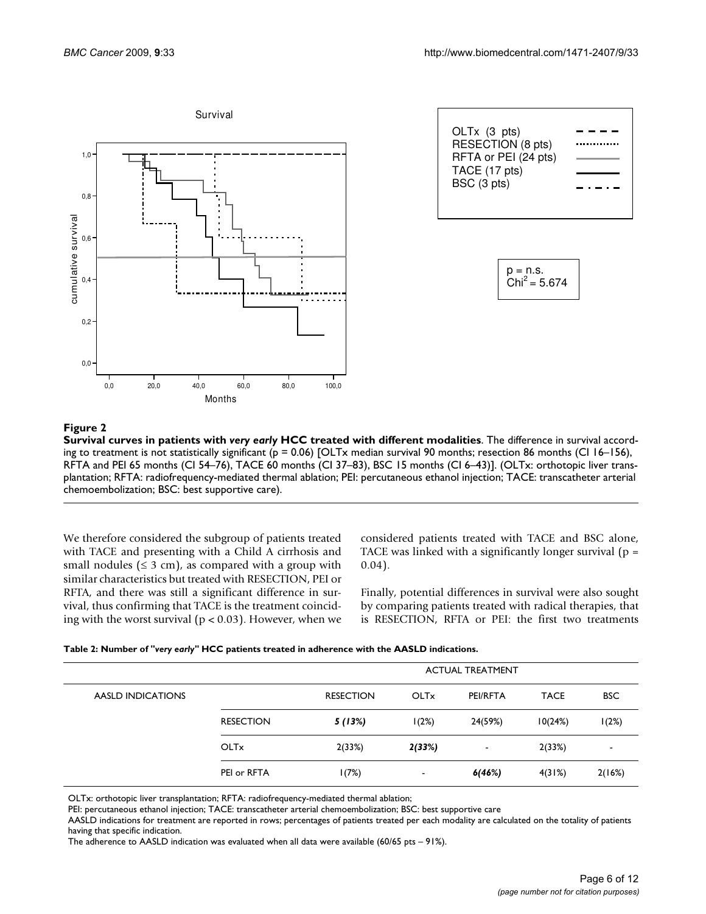**Figure 2**

**Survival curves in patients with *very early* HCC treated with different modalities**. The difference in survival according to treatment is not statistically significant (p = 0.06) [OLTx median survival 90 months; resection 86 months (CI 16–156), RFTA and PEI 65 months (CI 54–76), TACE 60 months (CI 37–83), BSC 15 months (CI 6–43)]. (OLTx: orthotopic liver transplantation; RFTA: radiofrequency-mediated thermal ablation; PEI: percutaneous ethanol injection; TACE: transcatheter arterial chemoembolization; BSC: best supportive care).

We therefore considered the subgroup of patients treated with TACE and presenting with a Child A cirrhosis and small nodules ($\leq 3$ cm), as compared with a group with similar characteristics but treated with RESECTION, PEI or RFTA, and there was still a significant difference in survival, thus confirming that TACE is the treatment coinciding with the worst survival ($p < 0.03$). However, when we considered patients treated with TACE and BSC alone, TACE was linked with a significantly longer survival ($p = 0.04$).

Finally, potential differences in survival were also sought by comparing patients treated with radical therapies, that is RESECTION, RFTA or PEI: the first two treatments

**Table 2: Number of "*very early*" HCC patients treated in adherence with the AASLD indications.**

| | | ACTUAL TREATMENT | | | | |
|---|---|---|---|---|---|---|
| AASLD INDICATIONS | | RESECTION | OLTx | PEI/RFTA | TACE | BSC |
| | RESECTION | ***5 (13%)*** | 1(2%) | 24(59%) | 10(24%) | 1(2%) |
| | OLTx | 2(33%) | ***2(33%)*** | - | 2(33%) | - |
| | PEI or RFTA | 1(7%) | - | ***6(46%)*** | 4(31%) | 2(16%) |

OLTx: orthotopic liver transplantation; RFTA: radiofrequency-mediated thermal ablation;
PEI: percutaneous ethanol injection; TACE: transcatheter arterial chemoembolization; BSC: best supportive care
AASLD indications for treatment are reported in rows; percentages of patients treated per each modality are calculated on the totality of patients having that specific indication.
The adherence to AASLD indication was evaluated when all data were available (60/65 pts – 91%).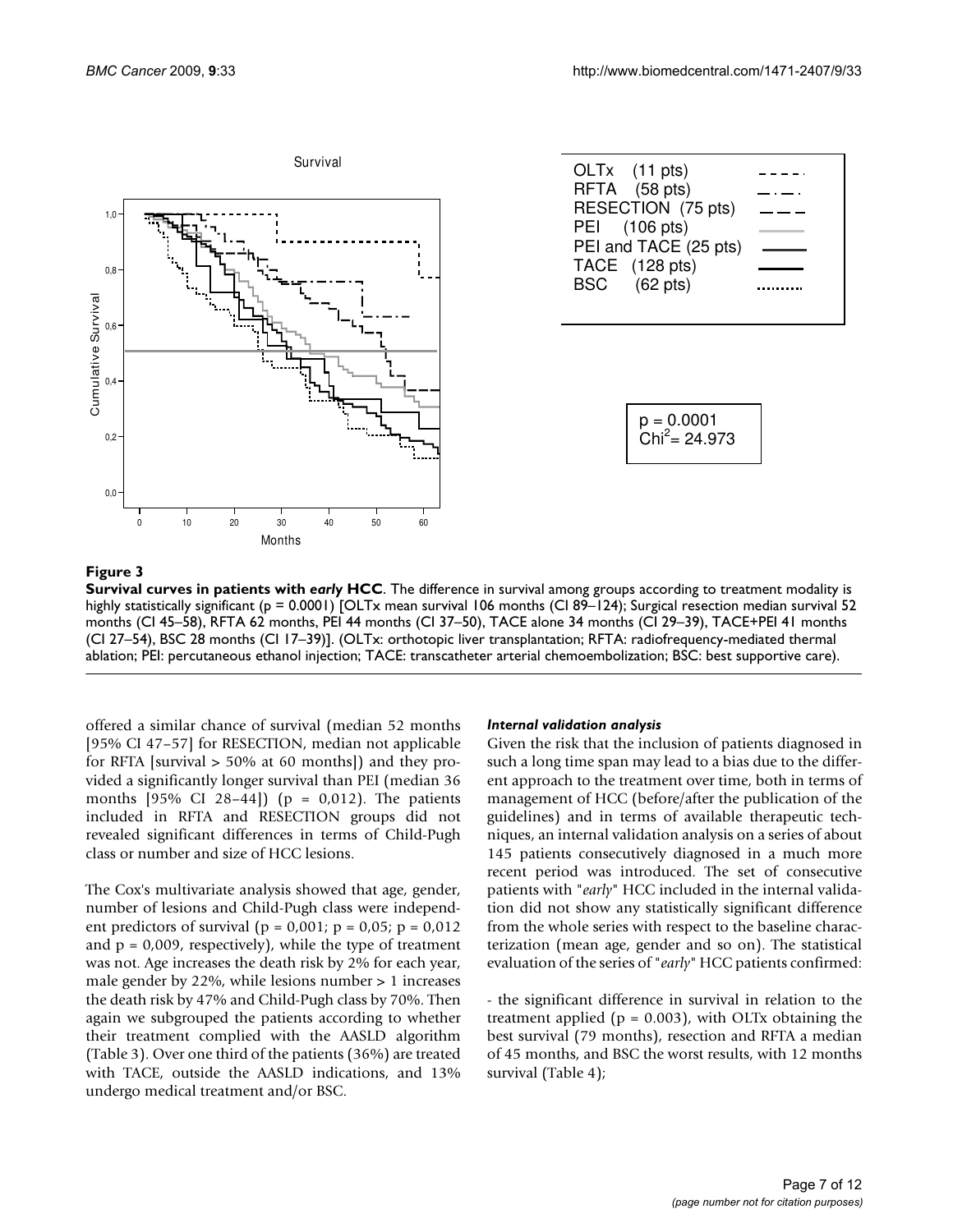**Figure 3**

**Survival curves in patients with *early* HCC**. The difference in survival among groups according to treatment modality is highly statistically significant (p = 0.0001) [OLTx mean survival 106 months (CI 89–124); Surgical resection median survival 52 months (CI 45–58), RFTA 62 months, PEI 44 months (CI 37–50), TACE alone 34 months (CI 29–39), TACE+PEI 41 months (CI 27–54), BSC 28 months (CI 17–39)]. (OLTx: orthotopic liver transplantation; RFTA: radiofrequency-mediated thermal ablation; PEI: percutaneous ethanol injection; TACE: transcatheter arterial chemoembolization; BSC: best supportive care).

offered a similar chance of survival (median 52 months [95% CI 47–57] for RESECTION, median not applicable for RFTA [survival > 50% at 60 months]) and they provided a significantly longer survival than PEI (median 36 months [95% CI 28–44]) (p = 0,012). The patients included in RFTA and RESECTION groups did not revealed significant differences in terms of Child-Pugh class or number and size of HCC lesions.

The Cox's multivariate analysis showed that age, gender, number of lesions and Child-Pugh class were independent predictors of survival (p = 0,001; p = 0,05; p = 0,012 and p = 0,009, respectively), while the type of treatment was not. Age increases the death risk by 2% for each year, male gender by 22%, while lesions number > 1 increases the death risk by 47% and Child-Pugh class by 70%. Then again we subgrouped the patients according to whether their treatment complied with the AASLD algorithm (Table 3). Over one third of the patients (36%) are treated with TACE, outside the AASLD indications, and 13% undergo medical treatment and/or BSC.

#### *Internal validation analysis*

Given the risk that the inclusion of patients diagnosed in such a long time span may lead to a bias due to the different approach to the treatment over time, both in terms of management of HCC (before/after the publication of the guidelines) and in terms of available therapeutic techniques, an internal validation analysis on a series of about 145 patients consecutively diagnosed in a much more recent period was introduced. The set of consecutive patients with "*early*" HCC included in the internal validation did not show any statistically significant difference from the whole series with respect to the baseline characterization (mean age, gender and so on). The statistical evaluation of the series of "*early*" HCC patients confirmed:

- the significant difference in survival in relation to the treatment applied (p = 0.003), with OLTx obtaining the best survival (79 months), resection and RFTA a median of 45 months, and BSC the worst results, with 12 months survival (Table 4);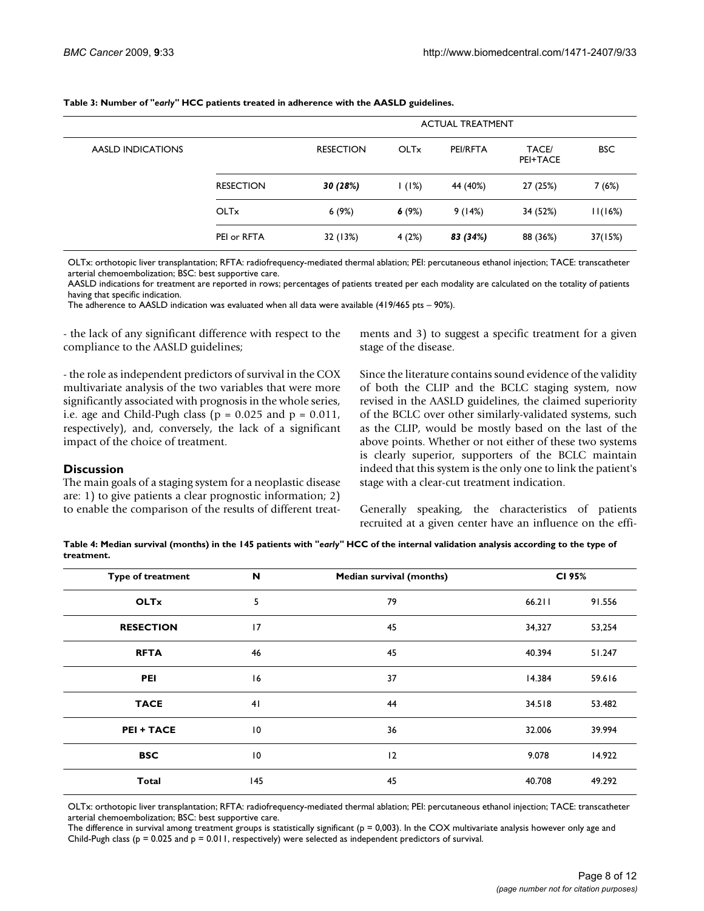**Table 3: Number of "*early*" HCC patients treated in adherence with the AASLD guidelines.**

| AASLD INDICATIONS | | ACTUAL TREATMENT | | | | |
|---|---|---|---|---|---|---|
| | | RESECTION | OLTx | PEI/RFTA | TACE/ PEI+TACE | BSC |
| | RESECTION | ***30 (28%)*** | 1 (1%) | 44 (40%) | 27 (25%) | 7 (6%) |
| | OLTx | 6 (9%) | **6** (9%) | 9 (14%) | 34 (52%) | 11(16%) |
| | PEI or RFTA | 32 (13%) | 4 (2%) | ***83 (34%)*** | 88 (36%) | 37(15%) |

OLTx: orthotopic liver transplantation; RFTA: radiofrequency-mediated thermal ablation; PEI: percutaneous ethanol injection; TACE: transcatheter arterial chemoembolization; BSC: best supportive care.
AASLD indications for treatment are reported in rows; percentages of patients treated per each modality are calculated on the totality of patients having that specific indication.
The adherence to AASLD indication was evaluated when all data were available (419/465 pts – 90%).

- the lack of any significant difference with respect to the compliance to the AASLD guidelines;

- the role as independent predictors of survival in the COX multivariate analysis of the two variables that were more significantly associated with prognosis in the whole series, i.e. age and Child-Pugh class ($p = 0.025$ and $p = 0.011$, respectively), and, conversely, the lack of a significant impact of the choice of treatment.

## Discussion

The main goals of a staging system for a neoplastic disease are: 1) to give patients a clear prognostic information; 2) to enable the comparison of the results of different treatments and 3) to suggest a specific treatment for a given stage of the disease.

Since the literature contains sound evidence of the validity of both the CLIP and the BCLC staging system, now revised in the AASLD guidelines, the claimed superiority of the BCLC over other similarly-validated systems, such as the CLIP, would be mostly based on the last of the above points. Whether or not either of these two systems is clearly superior, supporters of the BCLC maintain indeed that this system is the only one to link the patient's stage with a clear-cut treatment indication.

Generally speaking, the characteristics of patients recruited at a given center have an influence on the effi-

**Table 4: Median survival (months) in the 145 patients with "*early*" HCC of the internal validation analysis according to the type of treatment.**

| Type of treatment | N | Median survival (months) | CI 95% | |
|---|---|---|---|---|
| **OLTx** | 5 | 79 | 66.211 | 91.556 |
| **RESECTION** | 17 | 45 | 34,327 | 53,254 |
| **RFTA** | 46 | 45 | 40.394 | 51.247 |
| **PEI** | 16 | 37 | 14.384 | 59.616 |
| **TACE** | 41 | 44 | 34.518 | 53.482 |
| **PEI + TACE** | 10 | 36 | 32.006 | 39.994 |
| **BSC** | 10 | 12 | 9.078 | 14.922 |
| **Total** | 145 | 45 | 40.708 | 49.292 |

OLTx: orthotopic liver transplantation; RFTA: radiofrequency-mediated thermal ablation; PEI: percutaneous ethanol injection; TACE: transcatheter arterial chemoembolization; BSC: best supportive care.
The difference in survival among treatment groups is statistically significant ($p = 0,003$). In the COX multivariate analysis however only age and Child-Pugh class ($p = 0.025$ and $p = 0.011$, respectively) were selected as independent predictors of survival.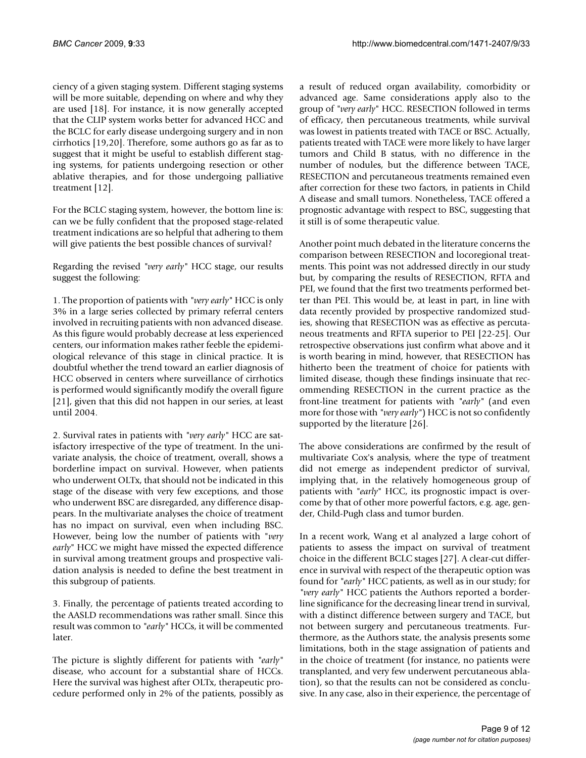ciency of a given staging system. Different staging systems will be more suitable, depending on where and why they are used [18]. For instance, it is now generally accepted that the CLIP system works better for advanced HCC and the BCLC for early disease undergoing surgery and in non cirrhotics [19,20]. Therefore, some authors go as far as to suggest that it might be useful to establish different staging systems, for patients undergoing resection or other ablative therapies, and for those undergoing palliative treatment [12].

For the BCLC staging system, however, the bottom line is: can we be fully confident that the proposed stage-related treatment indications are so helpful that adhering to them will give patients the best possible chances of survival?

Regarding the revised "*very early*" HCC stage, our results suggest the following:

1. The proportion of patients with "*very early*" HCC is only 3% in a large series collected by primary referral centers involved in recruiting patients with non advanced disease. As this figure would probably decrease at less experienced centers, our information makes rather feeble the epidemiological relevance of this stage in clinical practice. It is doubtful whether the trend toward an earlier diagnosis of HCC observed in centers where surveillance of cirrhotics is performed would significantly modify the overall figure [21], given that this did not happen in our series, at least until 2004.

2. Survival rates in patients with "*very early*" HCC are satisfactory irrespective of the type of treatment. In the univariate analysis, the choice of treatment, overall, shows a borderline impact on survival. However, when patients who underwent OLTx, that should not be indicated in this stage of the disease with very few exceptions, and those who underwent BSC are disregarded, any difference disappears. In the multivariate analyses the choice of treatment has no impact on survival, even when including BSC. However, being low the number of patients with "*very early*" HCC we might have missed the expected difference in survival among treatment groups and prospective validation analysis is needed to define the best treatment in this subgroup of patients.

3. Finally, the percentage of patients treated according to the AASLD recommendations was rather small. Since this result was common to "*early*" HCCs, it will be commented later.

The picture is slightly different for patients with "*early*" disease, who account for a substantial share of HCCs. Here the survival was highest after OLTx, therapeutic procedure performed only in 2% of the patients, possibly as a result of reduced organ availability, comorbidity or advanced age. Same considerations apply also to the group of "*very early*" HCC. RESECTION followed in terms of efficacy, then percutaneous treatments, while survival was lowest in patients treated with TACE or BSC. Actually, patients treated with TACE were more likely to have larger tumors and Child B status, with no difference in the number of nodules, but the difference between TACE, RESECTION and percutaneous treatments remained even after correction for these two factors, in patients in Child A disease and small tumors. Nonetheless, TACE offered a prognostic advantage with respect to BSC, suggesting that it still is of some therapeutic value.

Another point much debated in the literature concerns the comparison between RESECTION and locoregional treatments. This point was not addressed directly in our study but, by comparing the results of RESECTION, RFTA and PEI, we found that the first two treatments performed better than PEI. This would be, at least in part, in line with data recently provided by prospective randomized studies, showing that RESECTION was as effective as percutaneous treatments and RFTA superior to PEI [22-25]. Our retrospective observations just confirm what above and it is worth bearing in mind, however, that RESECTION has hitherto been the treatment of choice for patients with limited disease, though these findings insinuate that recommending RESECTION in the current practice as the front-line treatment for patients with "*early*" (and even more for those with "*very early*") HCC is not so confidently supported by the literature [26].

The above considerations are confirmed by the result of multivariate Cox's analysis, where the type of treatment did not emerge as independent predictor of survival, implying that, in the relatively homogeneous group of patients with "*early*" HCC, its prognostic impact is overcome by that of other more powerful factors, e.g. age, gender, Child-Pugh class and tumor burden.

In a recent work, Wang et al analyzed a large cohort of patients to assess the impact on survival of treatment choice in the different BCLC stages [27]. A clear-cut difference in survival with respect of the therapeutic option was found for "*early*" HCC patients, as well as in our study; for "*very early*" HCC patients the Authors reported a borderline significance for the decreasing linear trend in survival, with a distinct difference between surgery and TACE, but not between surgery and percutaneous treatments. Furthermore, as the Authors state, the analysis presents some limitations, both in the stage assignation of patients and in the choice of treatment (for instance, no patients were transplanted, and very few underwent percutaneous ablation), so that the results can not be considered as conclusive. In any case, also in their experience, the percentage of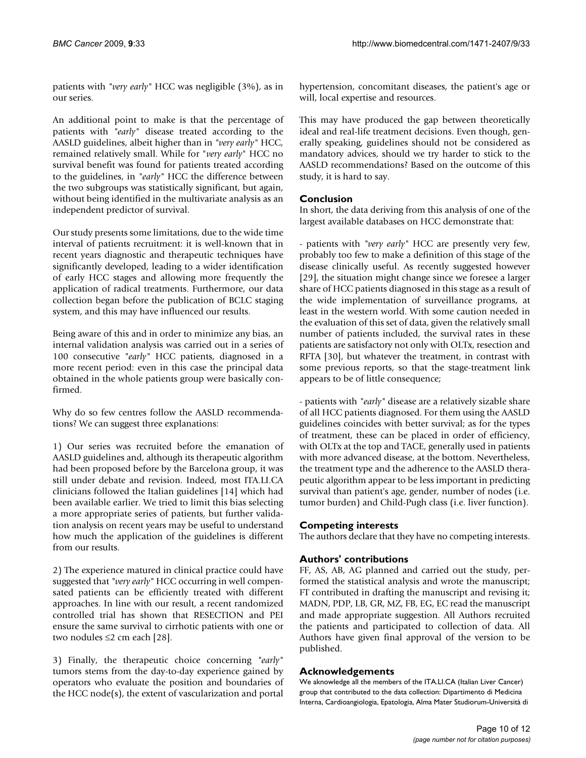patients with "*very early*" HCC was negligible (3%), as in our series.

An additional point to make is that the percentage of patients with "*early*" disease treated according to the AASLD guidelines, albeit higher than in "*very early*" HCC, remained relatively small. While for "*very early*" HCC no survival benefit was found for patients treated according to the guidelines, in "*early*" HCC the difference between the two subgroups was statistically significant, but again, without being identified in the multivariate analysis as an independent predictor of survival.

Our study presents some limitations, due to the wide time interval of patients recruitment: it is well-known that in recent years diagnostic and therapeutic techniques have significantly developed, leading to a wider identification of early HCC stages and allowing more frequently the application of radical treatments. Furthermore, our data collection began before the publication of BCLC staging system, and this may have influenced our results.

Being aware of this and in order to minimize any bias, an internal validation analysis was carried out in a series of 100 consecutive "*early*" HCC patients, diagnosed in a more recent period: even in this case the principal data obtained in the whole patients group were basically confirmed.

Why do so few centres follow the AASLD recommendations? We can suggest three explanations:

1) Our series was recruited before the emanation of AASLD guidelines and, although its therapeutic algorithm had been proposed before by the Barcelona group, it was still under debate and revision. Indeed, most ITA.LI.CA clinicians followed the Italian guidelines [14] which had been available earlier. We tried to limit this bias selecting a more appropriate series of patients, but further validation analysis on recent years may be useful to understand how much the application of the guidelines is different from our results.

2) The experience matured in clinical practice could have suggested that "*very early*" HCC occurring in well compensated patients can be efficiently treated with different approaches. In line with our result, a recent randomized controlled trial has shown that RESECTION and PEI ensure the same survival to cirrhotic patients with one or two nodules ≤2 cm each [28].

3) Finally, the therapeutic choice concerning "*early*" tumors stems from the day-to-day experience gained by operators who evaluate the position and boundaries of the HCC node(s), the extent of vascularization and portal hypertension, concomitant diseases, the patient's age or will, local expertise and resources.

This may have produced the gap between theoretically ideal and real-life treatment decisions. Even though, generally speaking, guidelines should not be considered as mandatory advices, should we try harder to stick to the AASLD recommendations? Based on the outcome of this study, it is hard to say.

## Conclusion

In short, the data deriving from this analysis of one of the largest available databases on HCC demonstrate that:

- patients with "*very early*" HCC are presently very few, probably too few to make a definition of this stage of the disease clinically useful. As recently suggested however [29], the situation might change since we foresee a larger share of HCC patients diagnosed in this stage as a result of the wide implementation of surveillance programs, at least in the western world. With some caution needed in the evaluation of this set of data, given the relatively small number of patients included, the survival rates in these patients are satisfactory not only with OLTx, resection and RFTA [30], but whatever the treatment, in contrast with some previous reports, so that the stage-treatment link appears to be of little consequence;

- patients with "*early*" disease are a relatively sizable share of all HCC patients diagnosed. For them using the AASLD guidelines coincides with better survival; as for the types of treatment, these can be placed in order of efficiency, with OLTx at the top and TACE, generally used in patients with more advanced disease, at the bottom. Nevertheless, the treatment type and the adherence to the AASLD therapeutic algorithm appear to be less important in predicting survival than patient's age, gender, number of nodes (i.e. tumor burden) and Child-Pugh class (i.e. liver function).

## Competing interests

The authors declare that they have no competing interests.

## Authors' contributions

FF, AS, AB, AG planned and carried out the study, performed the statistical analysis and wrote the manuscript; FT contributed in drafting the manuscript and revising it; MADN, PDP, LB, GR, MZ, FB, EG, EC read the manuscript and made appropriate suggestion. All Authors recruited the patients and participated to collection of data. All Authors have given final approval of the version to be published.

## Acknowledgements

We aknowledge all the members of the ITA.LI.CA (Italian Liver Cancer) group that contributed to the data collection: Dipartimento di Medicina Interna, Cardioangiologia, Epatologia, Alma Mater Studiorum-Università di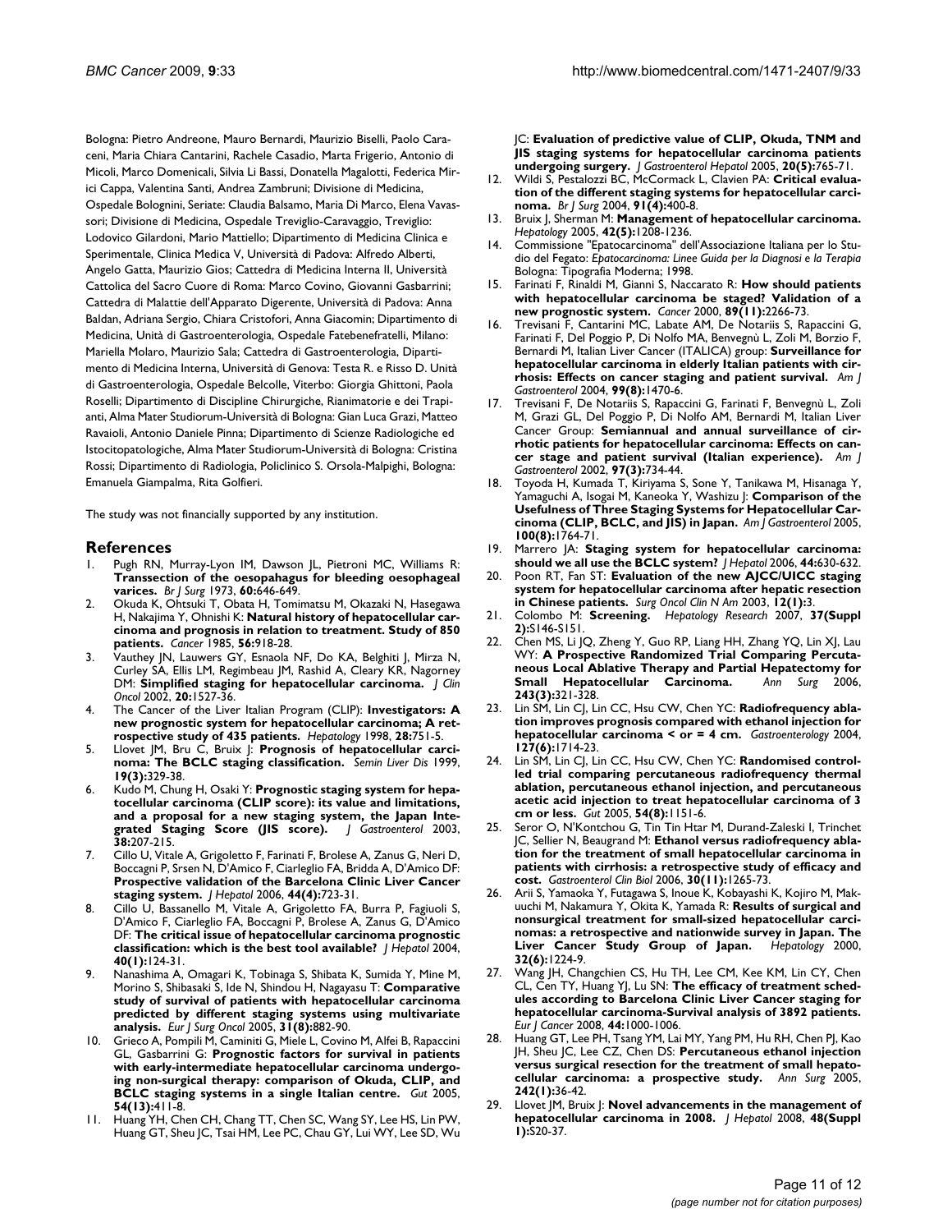Bologna: Pietro Andreone, Mauro Bernardi, Maurizio Biselli, Paolo Caraceni, Maria Chiara Cantarini, Rachele Casadio, Marta Frigerio, Antonio di Micoli, Marco Domenicali, Silvia Li Bassi, Donatella Magalotti, Federica Mirici Cappa, Valentina Santi, Andrea Zambruni; Divisione di Medicina, Ospedale Bolognini, Seriate: Claudia Balsamo, Maria Di Marco, Elena Vavassori; Divisione di Medicina, Ospedale Treviglio-Caravaggio, Treviglio: Lodovico Gilardoni, Mario Mattiello; Dipartimento di Medicina Clinica e Sperimentale, Clinica Medica V, Università di Padova: Alfredo Alberti, Angelo Gatta, Maurizio Gios; Cattedra di Medicina Interna II, Università Cattolica del Sacro Cuore di Roma: Marco Covino, Giovanni Gasbarrini; Cattedra di Malattie dell'Apparato Digerente, Università di Padova: Anna Baldan, Adriana Sergio, Chiara Cristofori, Anna Giacomin; Dipartimento di Medicina, Unità di Gastroenterologia, Ospedale Fatebenefratelli, Milano: Mariella Molaro, Maurizio Sala; Cattedra di Gastroenterologia, Dipartimento di Medicina Interna, Università di Genova: Testa R. e Risso D. Unità di Gastroenterologia, Ospedale Belcolle, Viterbo: Giorgia Ghittoni, Paola Roselli; Dipartimento di Discipline Chirurgiche, Rianimatorie e dei Trapianti, Alma Mater Studiorum-Università di Bologna: Gian Luca Grazi, Matteo Ravaioli, Antonio Daniele Pinna; Dipartimento di Scienze Radiologiche ed Istocitopatologiche, Alma Mater Studiorum-Università di Bologna: Cristina Rossi; Dipartimento di Radiologia, Policlinico S. Orsola-Malpighi, Bologna: Emanuela Giampalma, Rita Golfieri.

The study was not financially supported by any institution.

## References

1. Pugh RN, Murray-Lyon IM, Dawson JL, Pietroni MC, Williams R: **Transsection of the oesophagus for bleeding oesophageal varices.** *Br J Surg* 1973, **60:**646-649.
2. Okuda K, Ohtsuki T, Obata H, Tomimatsu M, Okazaki N, Hasegawa H, Nakajima Y, Ohnishi K: **Natural history of hepatocellular carcinoma and prognosis in relation to treatment. Study of 850 patients.** *Cancer* 1985, **56:**918-28.
3. Vauthey JN, Lauwers GY, Esnaola NF, Do KA, Belghiti J, Mirza N, Curley SA, Ellis LM, Regimbeau JM, Rashid A, Cleary KR, Nagorney DM: **Simplified staging for hepatocellular carcinoma.** *J Clin Oncol* 2002, **20:**1527-36.
4. The Cancer of the Liver Italian Program (CLIP): **Investigators: A new prognostic system for hepatocellular carcinoma; A retrospective study of 435 patients.** *Hepatology* 1998, **28:**751-5.
5. Llovet JM, Bru C, Bruix J: **Prognosis of hepatocellular carcinoma: The BCLC staging classification.** *Semin Liver Dis* 1999, **19(3):**329-38.
6. Kudo M, Chung H, Osaki Y: **Prognostic staging system for hepatocellular carcinoma (CLIP score): its value and limitations, and a proposal for a new staging system, the Japan Integrated Staging Score (JIS score).** *J Gastroenterol* 2003, **38:**207-215.
7. Cillo U, Vitale A, Grigoletto F, Farinati F, Brolese A, Zanus G, Neri D, Boccagni P, Srsen N, D'Amico F, Ciarleglio FA, Bridda A, D'Amico DF: **Prospective validation of the Barcelona Clinic Liver Cancer staging system.** *J Hepatol* 2006, **44(4):**723-31.
8. Cillo U, Bassanello M, Vitale A, Grigoletto FA, Burra P, Fagiuoli S, D'Amico F, Ciarleglio FA, Boccagni P, Brolese A, Zanus G, D'Amico DF: **The critical issue of hepatocellular carcinoma prognostic classification: which is the best tool available?** *J Hepatol* 2004, **40(1):**124-31.
9. Nanashima A, Omagari K, Tobinaga S, Shibata K, Sumida Y, Mine M, Morino S, Shibasaki S, Ide N, Shindou H, Nagayasu T: **Comparative study of survival of patients with hepatocellular carcinoma predicted by different staging systems using multivariate analysis.** *Eur J Surg Oncol* 2005, **31(8):**882-90.
10. Grieco A, Pompili M, Caminiti G, Miele L, Covino M, Alfei B, Rapaccini GL, Gasbarrini G: **Prognostic factors for survival in patients with early-intermediate hepatocellular carcinoma undergoing non-surgical therapy: comparison of Okuda, CLIP, and BCLC staging systems in a single Italian centre.** *Gut* 2005, **54(13):**411-8.
11. Huang YH, Chen CH, Chang TT, Chen SC, Wang SY, Lee HS, Lin PW, Huang GT, Sheu JC, Tsai HM, Lee PC, Chau GY, Lui WY, Lee SD, Wu JC: **Evaluation of predictive value of CLIP, Okuda, TNM and JIS staging systems for hepatocellular carcinoma patients undergoing surgery.** *J Gastroenterol Hepatol* 2005, **20(5):**765-71.
12. Wildi S, Pestalozzi BC, McCormack L, Clavien PA: **Critical evaluation of the different staging systems for hepatocellular carcinoma.** *Br J Surg* 2004, **91(4):**400-8.
13. Bruix J, Sherman M: **Management of hepatocellular carcinoma.** *Hepatology* 2005, **42(5):**1208-1236.
14. Commissione "Epatocarcinoma" dell'Associazione Italiana per lo Studio del Fegato: *Epatocarcinoma: Linee Guida per la Diagnosi e la Terapia* Bologna: Tipografia Moderna; 1998.
15. Farinati F, Rinaldi M, Gianni S, Naccarato R: **How should patients with hepatocellular carcinoma be staged? Validation of a new prognostic system.** *Cancer* 2000, **89(11):**2266-73.
16. Trevisani F, Cantarini MC, Labate AM, De Notariis S, Rapaccini G, Farinati F, Del Poggio P, Di Nolfo MA, Benvegnù L, Zoli M, Borzio F, Bernardi M, Italian Liver Cancer (ITALICA) group: **Surveillance for hepatocellular carcinoma in elderly Italian patients with cirrhosis: Effects on cancer staging and patient survival.** *Am J Gastroenterol* 2004, **99(8):**1470-6.
17. Trevisani F, De Notariis S, Rapaccini G, Farinati F, Benvegnù L, Zoli M, Grazi GL, Del Poggio P, Di Nolfo AM, Bernardi M, Italian Liver Cancer Group: **Semiannual and annual surveillance of cirrhotic patients for hepatocellular carcinoma: Effects on cancer stage and patient survival (Italian experience).** *Am J Gastroenterol* 2002, **97(3):**734-44.
18. Toyoda H, Kumada T, Kiriyama S, Sone Y, Tanikawa M, Hisanaga Y, Yamaguchi A, Isogai M, Kaneoka Y, Washizu J: **Comparison of the Usefulness of Three Staging Systems for Hepatocellular Carcinoma (CLIP, BCLC, and JIS) in Japan.** *Am J Gastroenterol* 2005, **100(8):**1764-71.
19. Marrero JA: **Staging system for hepatocellular carcinoma: should we all use the BCLC system?** *J Hepatol* 2006, **44:**630-632.
20. Poon RT, Fan ST: **Evaluation of the new AJCC/UICC staging system for hepatocellular carcinoma after hepatic resection in Chinese patients.** *Surg Oncol Clin N Am* 2003, **12(1):**3.
21. Colombo M: **Screening.** *Hepatology Research* 2007, **37(Suppl 2):**S146-S151.
22. Chen MS, Li JQ, Zheng Y, Guo RP, Liang HH, Zhang YQ, Lin XJ, Lau WY: **A Prospective Randomized Trial Comparing Percutaneous Local Ablative Therapy and Partial Hepatectomy for Small Hepatocellular Carcinoma.** *Ann Surg* 2006, **243(3):**321-328.
23. Lin SM, Lin CJ, Lin CC, Hsu CW, Chen YC: **Radiofrequency ablation improves prognosis compared with ethanol injection for hepatocellular carcinoma < or = 4 cm.** *Gastroenterology* 2004, **127(6):**1714-23.
24. Lin SM, Lin CJ, Lin CC, Hsu CW, Chen YC: **Randomised controlled trial comparing percutaneous radiofrequency thermal ablation, percutaneous ethanol injection, and percutaneous acetic acid injection to treat hepatocellular carcinoma of 3 cm or less.** *Gut* 2005, **54(8):**1151-6.
25. Seror O, N'Kontchou G, Tin Tin Htar M, Durand-Zaleski I, Trinchet JC, Sellier N, Beaugrand M: **Ethanol versus radiofrequency ablation for the treatment of small hepatocellular carcinoma in patients with cirrhosis: a retrospective study of efficacy and cost.** *Gastroenterol Clin Biol* 2006, **30(11):**1265-73.
26. Arii S, Yamaoka Y, Futagawa S, Inoue K, Kobayashi K, Kojiro M, Makuuchi M, Nakamura Y, Okita K, Yamada R: **Results of surgical and nonsurgical treatment for small-sized hepatocellular carcinomas: a retrospective and nationwide survey in Japan. The Liver Cancer Study Group of Japan.** *Hepatology* 2000, **32(6):**1224-9.
27. Wang JH, Changchien CS, Hu TH, Lee CM, Kee KM, Lin CY, Chen CL, Cen TY, Huang YJ, Lu SN: **The efficacy of treatment schedules according to Barcelona Clinic Liver Cancer staging for hepatocellular carcinoma-Survival analysis of 3892 patients.** *Eur J Cancer* 2008, **44:**1000-1006.
28. Huang GT, Lee PH, Tsang YM, Lai MY, Yang PM, Hu RH, Chen PJ, Kao JH, Sheu JC, Lee CZ, Chen DS: **Percutaneous ethanol injection versus surgical resection for the treatment of small hepatocellular carcinoma: a prospective study.** *Ann Surg* 2005, **242(1):**36-42.
29. Llovet JM, Bruix J: **Novel advancements in the management of hepatocellular carcinoma in 2008.** *J Hepatol* 2008, **48(Suppl 1):**S20-37.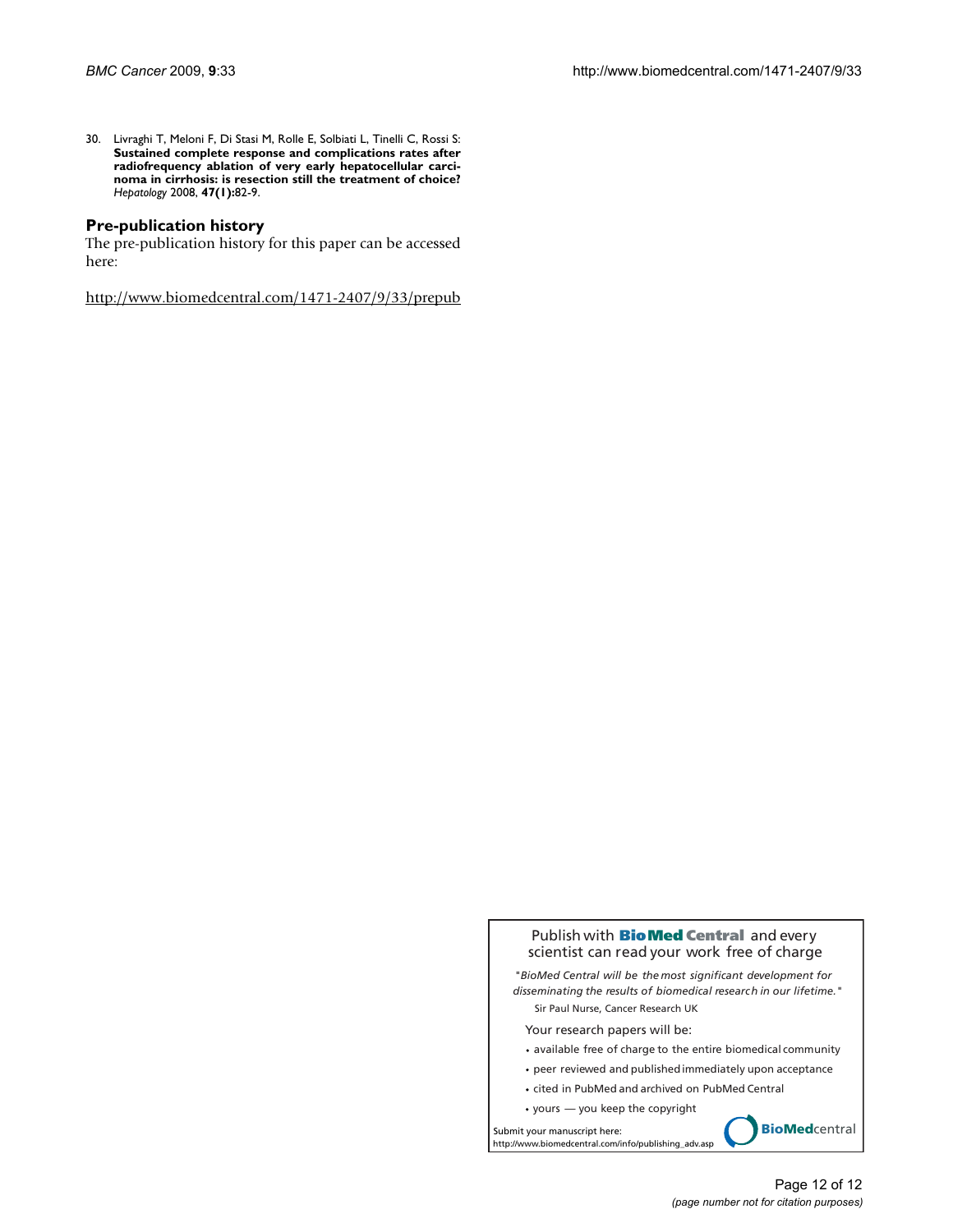30. Livraghi T, Meloni F, Di Stasi M, Rolle E, Solbiati L, Tinelli C, Rossi S: **Sustained complete response and complications rates after radiofrequency ablation of very early hepatocellular carcinoma in cirrhosis: is resection still the treatment of choice?** *Hepatology* 2008, **47(1):**82-9.

## Pre-publication history

The pre-publication history for this paper can be accessed here:

http://www.biomedcentral.com/1471-2407/9/33/prepub

Publish with **BioMed Central** and every scientist can read your work free of charge

*"BioMed Central will be the most significant development for disseminating the results of biomedical research in our lifetime."*

Sir Paul Nurse, Cancer Research UK

Your research papers will be:

- available free of charge to the entire biomedical community
- peer reviewed and published immediately upon acceptance
- cited in PubMed and archived on PubMed Central
- yours — you keep the copyright

Submit your manuscript here:
http://www.biomedcentral.com/info/publishing_adv.asp

**BioMed**central